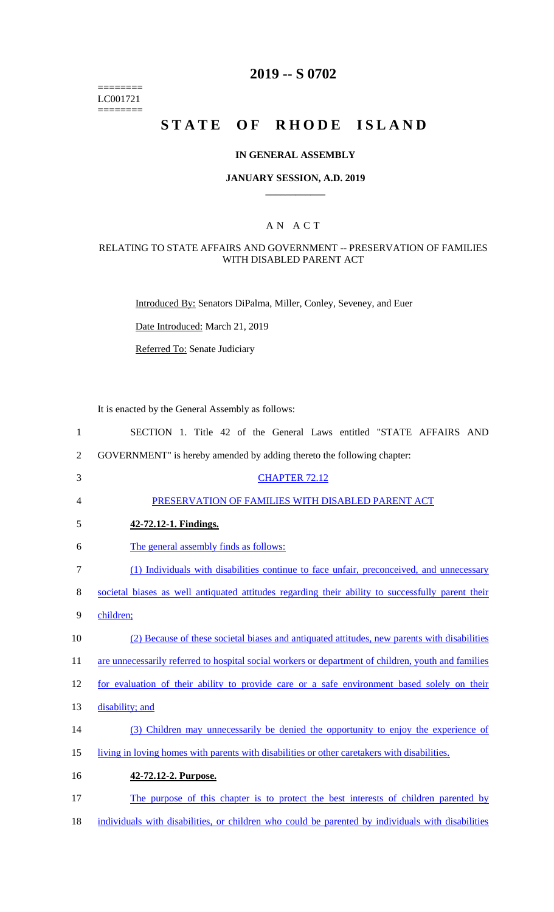========
LC001721
========

# 2019 -- S 0702

# STATE OF RHODE ISLAND

## IN GENERAL ASSEMBLY

### JANUARY SESSION, A.D. 2019

## A N A C T

### RELATING TO STATE AFFAIRS AND GOVERNMENT -- PRESERVATION OF FAMILIES WITH DISABLED PARENT ACT

Introduced By: Senators DiPalma, Miller, Conley, Seveney, and Euer

Date Introduced: March 21, 2019

Referred To: Senate Judiciary

It is enacted by the General Assembly as follows:

1 SECTION 1. Title 42 of the General Laws entitled "STATE AFFAIRS AND
2 GOVERNMENT" is hereby amended by adding thereto the following chapter:

3 CHAPTER 72.12

4 PRESERVATION OF FAMILIES WITH DISABLED PARENT ACT

5 **42-72.12-1. Findings.**

6 The general assembly finds as follows:

7 (1) Individuals with disabilities continue to face unfair, preconceived, and unnecessary
8 societal biases as well antiquated attitudes regarding their ability to successfully parent their
9 children;

10 (2) Because of these societal biases and antiquated attitudes, new parents with disabilities
11 are unnecessarily referred to hospital social workers or department of children, youth and families
12 for evaluation of their ability to provide care or a safe environment based solely on their
13 disability; and

14 (3) Children may unnecessarily be denied the opportunity to enjoy the experience of
15 living in loving homes with parents with disabilities or other caretakers with disabilities.

16 **42-72.12-2. Purpose.**

17 The purpose of this chapter is to protect the best interests of children parented by
18 individuals with disabilities, or children who could be parented by individuals with disabilities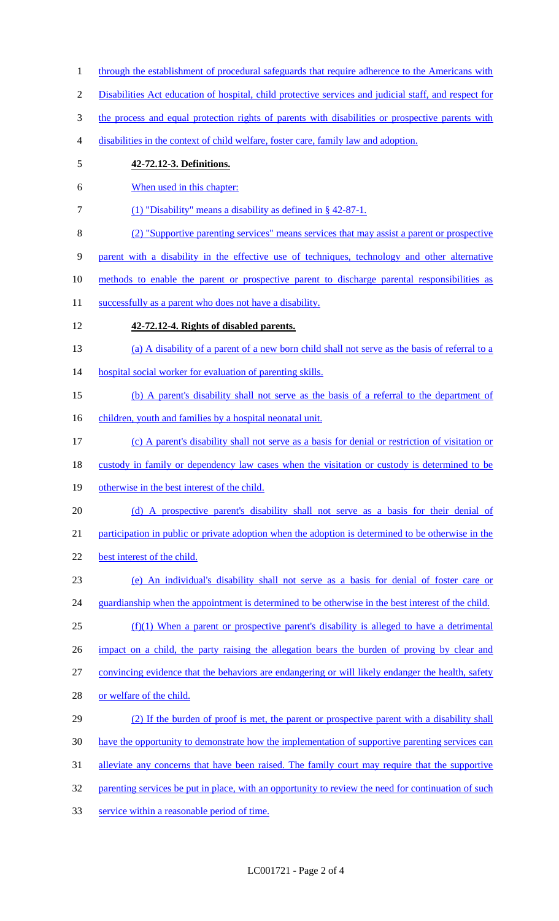through the establishment of procedural safeguards that require adherence to the Americans with Disabilities Act education of hospital, child protective services and judicial staff, and respect for the process and equal protection rights of parents with disabilities or prospective parents with disabilities in the context of child welfare, foster care, family law and adoption.

**42-72.12-3. Definitions.**

When used in this chapter:

(1) "Disability" means a disability as defined in § 42-87-1.

(2) "Supportive parenting services" means services that may assist a parent or prospective parent with a disability in the effective use of techniques, technology and other alternative methods to enable the parent or prospective parent to discharge parental responsibilities as successfully as a parent who does not have a disability.

**42-72.12-4. Rights of disabled parents.**

(a) A disability of a parent of a new born child shall not serve as the basis of referral to a hospital social worker for evaluation of parenting skills.

(b) A parent's disability shall not serve as the basis of a referral to the department of children, youth and families by a hospital neonatal unit.

(c) A parent's disability shall not serve as a basis for denial or restriction of visitation or custody in family or dependency law cases when the visitation or custody is determined to be otherwise in the best interest of the child.

(d) A prospective parent's disability shall not serve as a basis for their denial of participation in public or private adoption when the adoption is determined to be otherwise in the best interest of the child.

(e) An individual's disability shall not serve as a basis for denial of foster care or guardianship when the appointment is determined to be otherwise in the best interest of the child.

(f)(1) When a parent or prospective parent's disability is alleged to have a detrimental impact on a child, the party raising the allegation bears the burden of proving by clear and convincing evidence that the behaviors are endangering or will likely endanger the health, safety or welfare of the child.

(2) If the burden of proof is met, the parent or prospective parent with a disability shall have the opportunity to demonstrate how the implementation of supportive parenting services can alleviate any concerns that have been raised. The family court may require that the supportive parenting services be put in place, with an opportunity to review the need for continuation of such service within a reasonable period of time.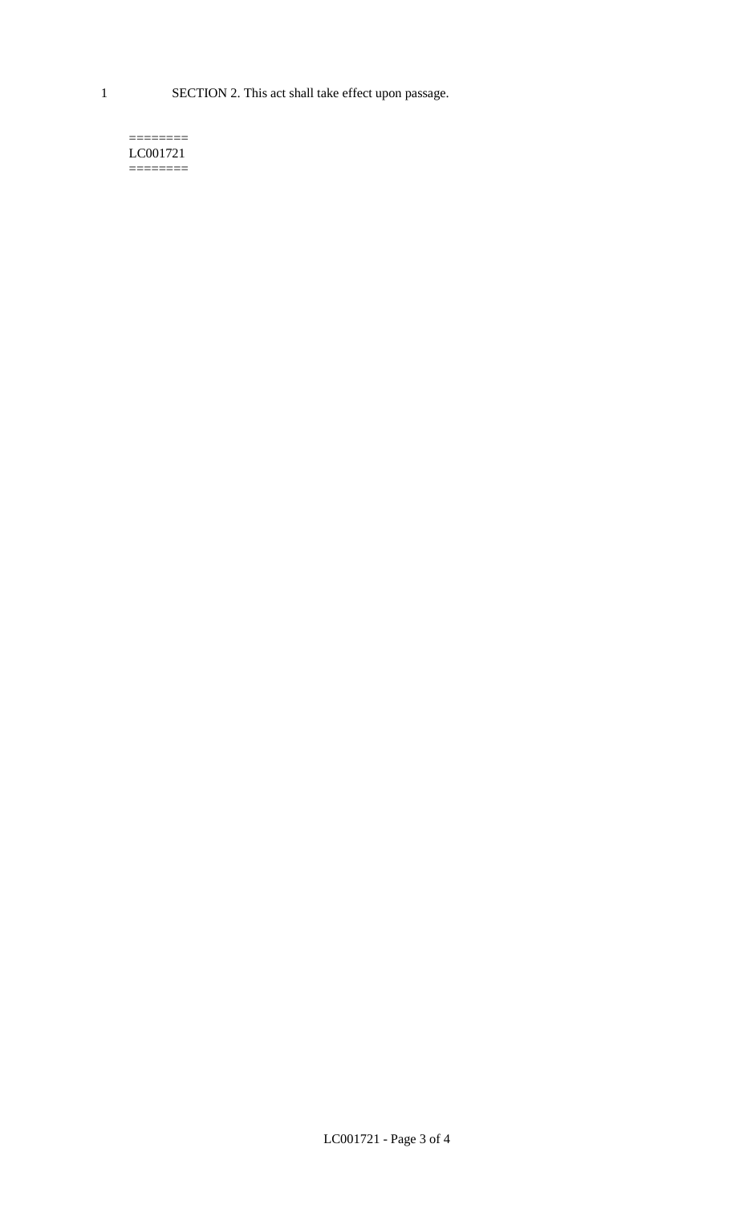SECTION 2. This act shall take effect upon passage.

========
LC001721
========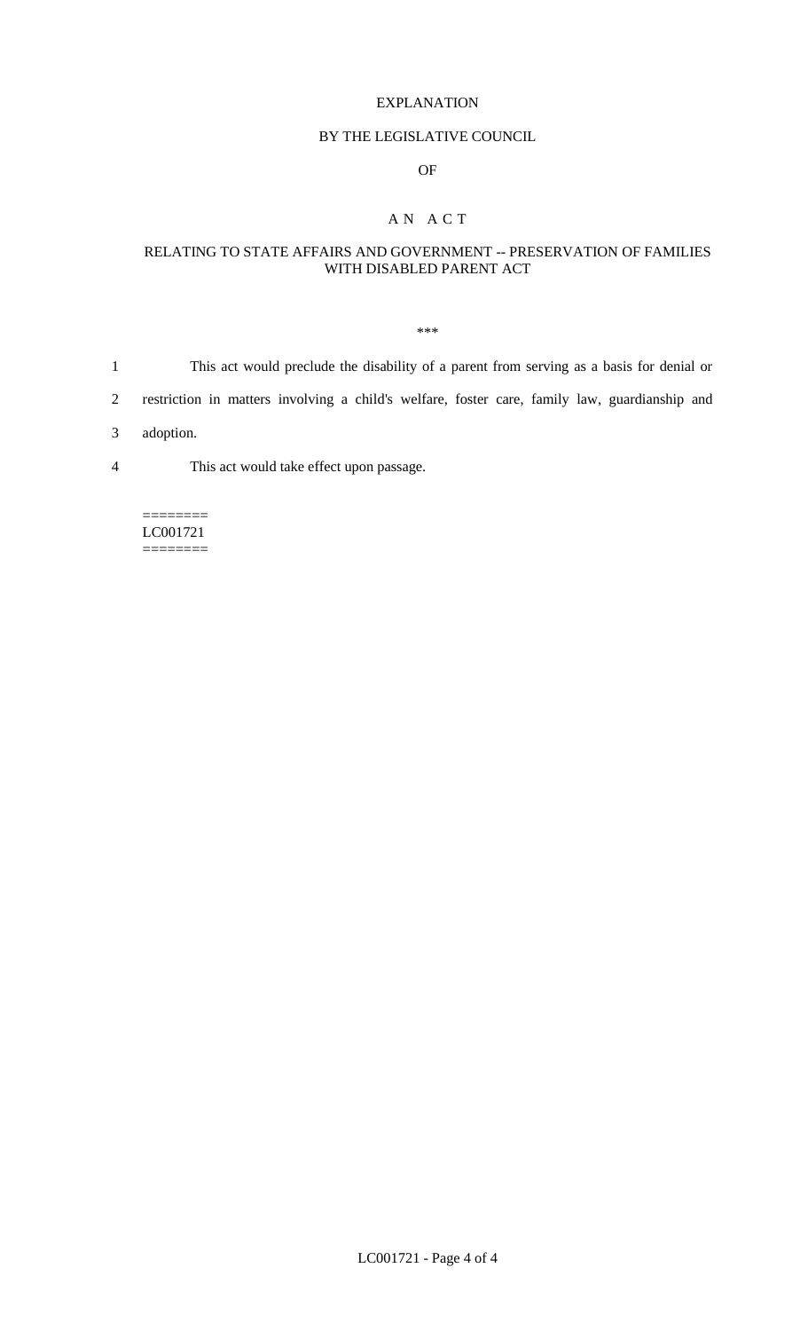EXPLANATION

BY THE LEGISLATIVE COUNCIL

OF

A N A C T

RELATING TO STATE AFFAIRS AND GOVERNMENT -- PRESERVATION OF FAMILIES WITH DISABLED PARENT ACT

\*\*\*

1 This act would preclude the disability of a parent from serving as a basis for denial or
2 restriction in matters involving a child's welfare, foster care, family law, guardianship and
3 adoption.

4 This act would take effect upon passage.

========
LC001721
========